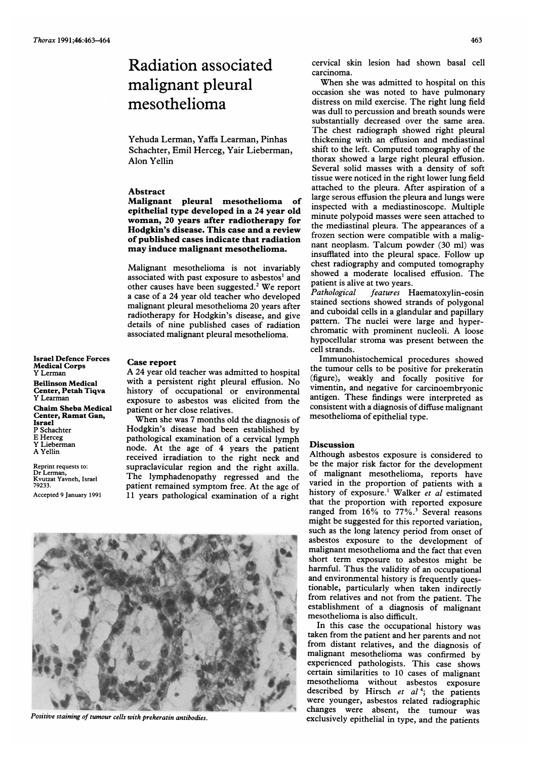# Radiation associated malignant pleural mesothelioma

Yehuda Lerman, Yaffa Learman, Pinhas Schachter, Emil Herceg, Yair Lieberman, Alon Yellin

## Abstract

**Malignant pleural mesothelioma of epithelial type developed in a 24 year old woman, 20 years after radiotherapy for Hodgkin's disease. This case and a review of published cases indicate that radiation may induce malignant mesothelioma.**

Malignant mesothelioma is not invariably associated with past exposure to asbestos[1] and other causes have been suggested.[2] We report a case of a 24 year old teacher who developed malignant pleural mesothelioma 20 years after radiotherapy for Hodgkin's disease, and give details of nine published cases of radiation associated malignant pleural mesothelioma.

**Israel Defence Forces Medical Corps**
Y Lerman

**Beilinson Medical Center, Petah Tiqva**
Y Learman

**Chaim Sheba Medical Center, Ramat Gan, Israel**
P Schachter
E Herceg
Y Lieberman
A Yellin

Reprint requests to:
Dr Lerman,
Kvutzat Yavneh, Israel 79233.

Accepted 9 January 1991

## Case report

A 24 year old teacher was admitted to hospital with a persistent right pleural effusion. No history of occupational or environmental exposure to asbestos was elicited from the patient or her close relatives.

When she was 7 months old the diagnosis of Hodgkin's disease had been established by pathological examination of a cervical lymph node. At the age of 4 years the patient received irradiation to the right neck and supraclavicular region and the right axilla. The lymphadenopathy regressed and the patient remained symptom free. At the age of 11 years pathological examination of a right cervical skin lesion had shown basal cell carcinoma.

When she was admitted to hospital on this occasion she was noted to have pulmonary distress on mild exercise. The right lung field was dull to percussion and breath sounds were substantially decreased over the same area. The chest radiograph showed right pleural thickening with an effusion and mediastinal shift to the left. Computed tomography of the thorax showed a large right pleural effusion. Several solid masses with a density of soft tissue were noticed in the right lower lung field attached to the pleura. After aspiration of a large serous effusion the pleura and lungs were inspected with a mediastinoscope. Multiple minute polypoid masses were seen attached to the mediastinal pleura. The appearances of a frozen section were compatible with a malignant neoplasm. Talcum powder (30 ml) was insufflated into the pleural space. Follow up chest radiography and computed tomography showed a moderate localised effusion. The patient is alive at two years.

*Pathological features* Haematoxylin-eosin stained sections showed strands of polygonal and cuboidal cells in a glandular and papillary pattern. The nuclei were large and hyperchromatic with prominent nucleoli. A loose hypocellular stroma was present between the cell strands.

Immunohistochemical procedures showed the tumour cells to be positive for prekeratin (figure), weakly and focally positive for vimentin, and negative for carcinoembryonic antigen. These findings were interpreted as consistent with a diagnosis of diffuse malignant mesothelioma of epithelial type.

*Positive staining of tumour cells with prekeratin antibodies.*

## Discussion

Although asbestos exposure is considered to be the major risk factor for the development of malignant mesothelioma, reports have varied in the proportion of patients with a history of exposure.[1] Walker *et al* estimated that the proportion with reported exposure ranged from 16% to 77%.[3] Several reasons might be suggested for this reported variation, such as the long latency period from onset of asbestos exposure to the development of malignant mesothelioma and the fact that even short term exposure to asbestos might be harmful. Thus the validity of an occupational and environmental history is frequently questionable, particularly when taken indirectly from relatives and not from the patient. The establishment of a diagnosis of malignant mesothelioma is also difficult.

In this case the occupational history was taken from the patient and her parents and not from distant relatives, and the diagnosis of malignant mesothelioma was confirmed by experienced pathologists. This case shows certain similarities to 10 cases of malignant mesothelioma without asbestos exposure described by Hirsch *et al*[4]; the patients were younger, asbestos related radiographic changes were absent, the tumour was exclusively epithelial in type, and the patients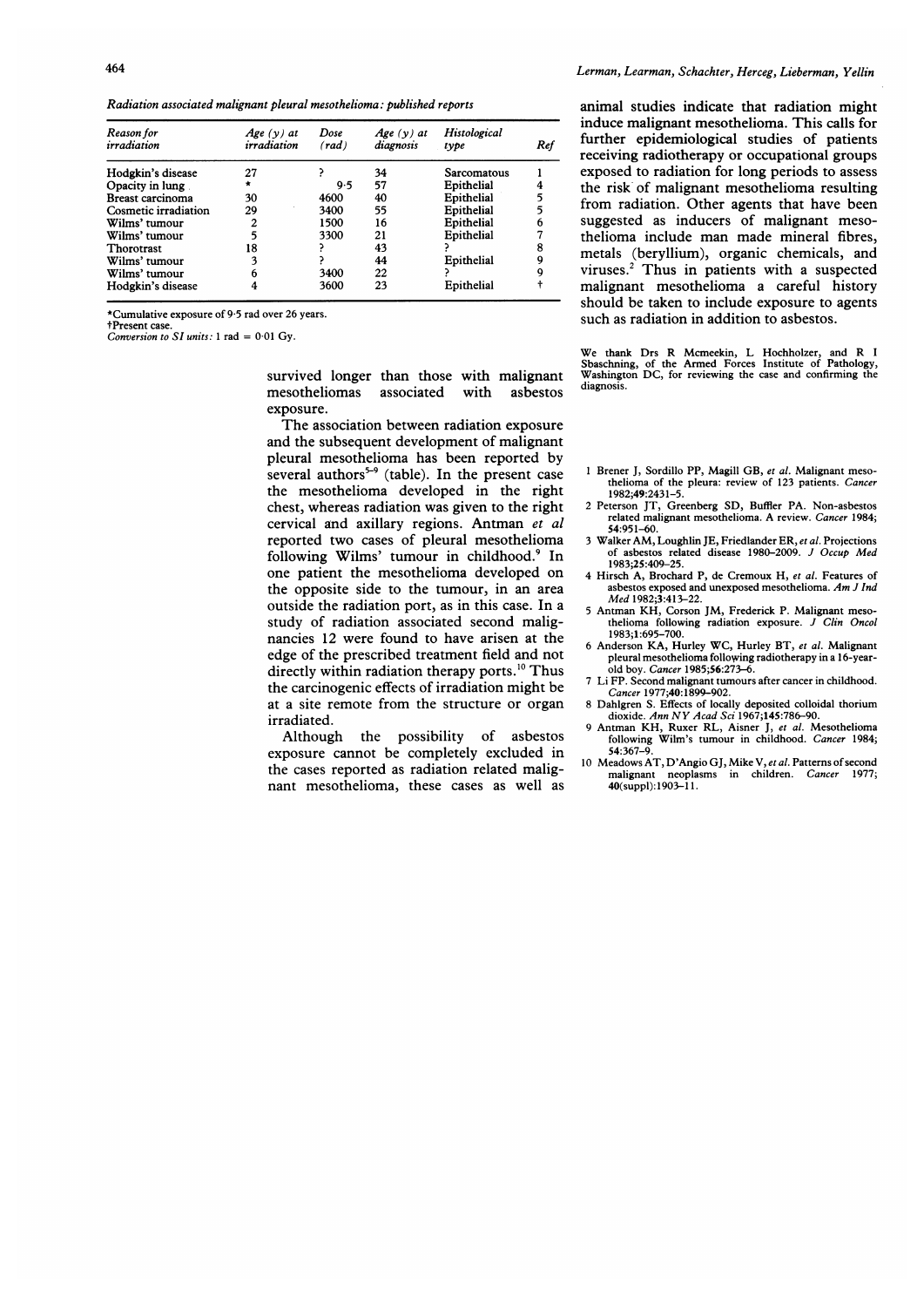*Radiation associated malignant pleural mesothelioma: published reports*

| Reason for irradiation | Age (y) at irradiation | Dose (rad) | Age (y) at diagnosis | Histological type | Ref |
|---|---|---|---|---|---|
| Hodgkin's disease | 27 | ? | 34 | Sarcomatous | 1 |
| Opacity in lung | * | 9·5 | 57 | Epithelial | 4 |
| Breast carcinoma | 30 | 4600 | 40 | Epithelial | 5 |
| Cosmetic irradiation | 29 | 3400 | 55 | Epithelial | 5 |
| Wilms' tumour | 2 | 1500 | 16 | Epithelial | 6 |
| Wilms' tumour | 5 | 3300 | 21 | Epithelial | 7 |
| Thorotrast | 18 | ? | 43 | ? | 8 |
| Wilms' tumour | 3 | ? | 44 | Epithelial | 9 |
| Wilms' tumour | 6 | 3400 | 22 | ? | 9 |
| Hodgkin's disease | 4 | 3600 | 23 | Epithelial | † |

*Cumulative exposure of 9·5 rad over 26 years.
†Present case.
*Conversion to SI units:* 1 rad = 0·01 Gy.

survived longer than those with malignant mesotheliomas associated with asbestos exposure.

The association between radiation exposure and the subsequent development of malignant pleural mesothelioma has been reported by several authors[5-9] (table). In the present case the mesothelioma developed in the right chest, whereas radiation was given to the right cervical and axillary regions. Antman *et al* reported two cases of pleural mesothelioma following Wilms' tumour in childhood.[9] In one patient the mesothelioma developed on the opposite side to the tumour, in an area outside the radiation port, as in this case. In a study of radiation associated second malignancies 12 were found to have arisen at the edge of the prescribed treatment field and not directly within radiation therapy ports.[10] Thus the carcinogenic effects of irradiation might be at a site remote from the structure or organ irradiated.

Although the possibility of asbestos exposure cannot be completely excluded in the cases reported as radiation related malignant mesothelioma, these cases as well as animal studies indicate that radiation might induce malignant mesothelioma. This calls for further epidemiological studies of patients receiving radiotherapy or occupational groups exposed to radiation for long periods to assess the risk of malignant mesothelioma resulting from radiation. Other agents that have been suggested as inducers of malignant mesothelioma include man made mineral fibres, metals (beryllium), organic chemicals, and viruses.[2] Thus in patients with a suspected malignant mesothelioma a careful history should be taken to include exposure to agents such as radiation in addition to asbestos.

We thank Drs R Mcmeekin, L Hochholzer, and R I Sbaschning, of the Armed Forces Institute of Pathology, Washington DC, for reviewing the case and confirming the diagnosis.

1 Brener J, Sordillo PP, Magill GB, *et al.* Malignant mesothelioma of the pleura: review of 123 patients. *Cancer* 1982;**49**:2431–5.
2 Peterson JT, Greenberg SD, Buffler PA. Non-asbestos related malignant mesothelioma. A review. *Cancer* 1984; **54**:951–60.
3 Walker AM, Loughlin JE, Friedlander ER, *et al.* Projections of asbestos related disease 1980–2009. *J Occup Med* 1983;**25**:409–25.
4 Hirsch A, Brochard P, de Cremoux H, *et al.* Features of asbestos exposed and unexposed mesothelioma. *Am J Ind Med* 1982;**3**:413–22.
5 Antman KH, Corson JM, Frederick P. Malignant mesothelioma following radiation exposure. *J Clin Oncol* 1983;**1**:695–700.
6 Anderson KA, Hurley WC, Hurley BT, *et al.* Malignant pleural mesothelioma following radiotherapy in a 16-year-old boy. *Cancer* 1985;**56**:273–6.
7 Li FP. Second malignant tumours after cancer in childhood. *Cancer* 1977;**40**:1899–902.
8 Dahlgren S. Effects of locally deposited colloidal thorium dioxide. *Ann NY Acad Sci* 1967;**145**:786–90.
9 Antman KH, Ruxer RL, Aisner J, *et al.* Mesothelioma following Wilm's tumour in childhood. *Cancer* 1984; **54**:367–9.
10 Meadows AT, D'Angio GJ, Mike V, *et al.* Patterns of second malignant neoplasms in children. *Cancer* 1977; **40**(suppl):1903–11.